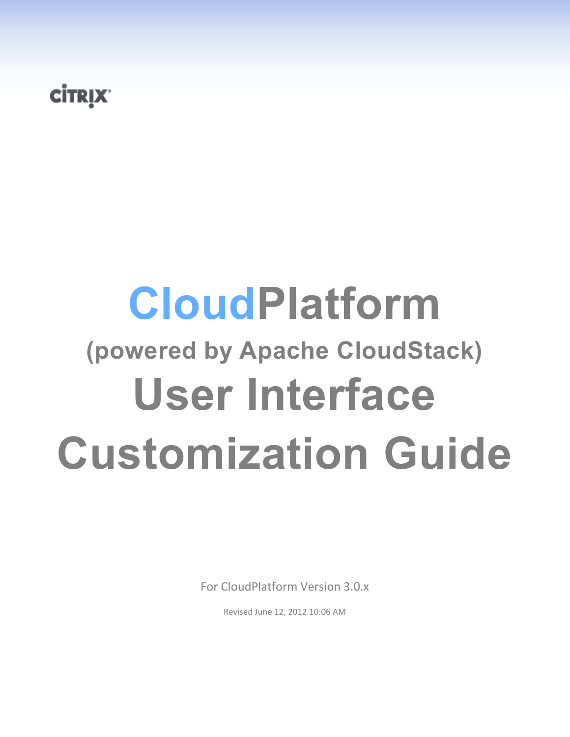CITRIX

# CloudPlatform

## (powered by Apache CloudStack)

# User Interface Customization Guide

For CloudPlatform Version 3.0.x

Revised June 12, 2012 10:06 AM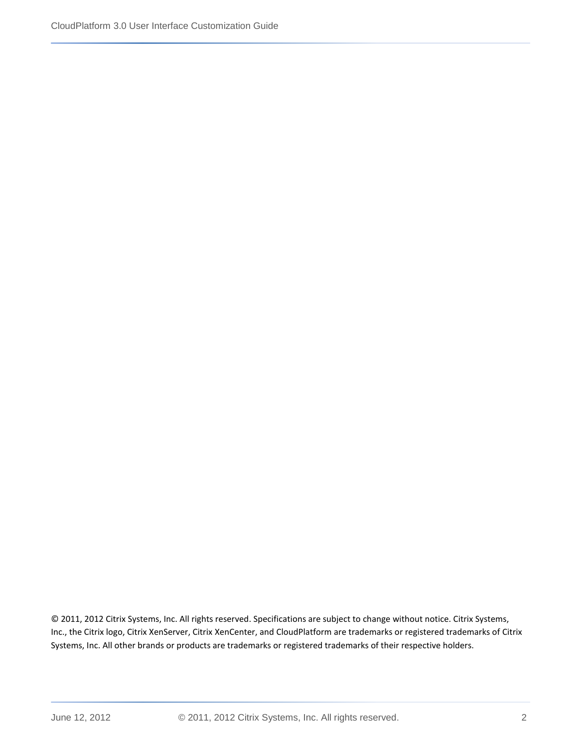© 2011, 2012 Citrix Systems, Inc. All rights reserved. Specifications are subject to change without notice. Citrix Systems, Inc., the Citrix logo, Citrix XenServer, Citrix XenCenter, and CloudPlatform are trademarks or registered trademarks of Citrix Systems, Inc. All other brands or products are trademarks or registered trademarks of their respective holders.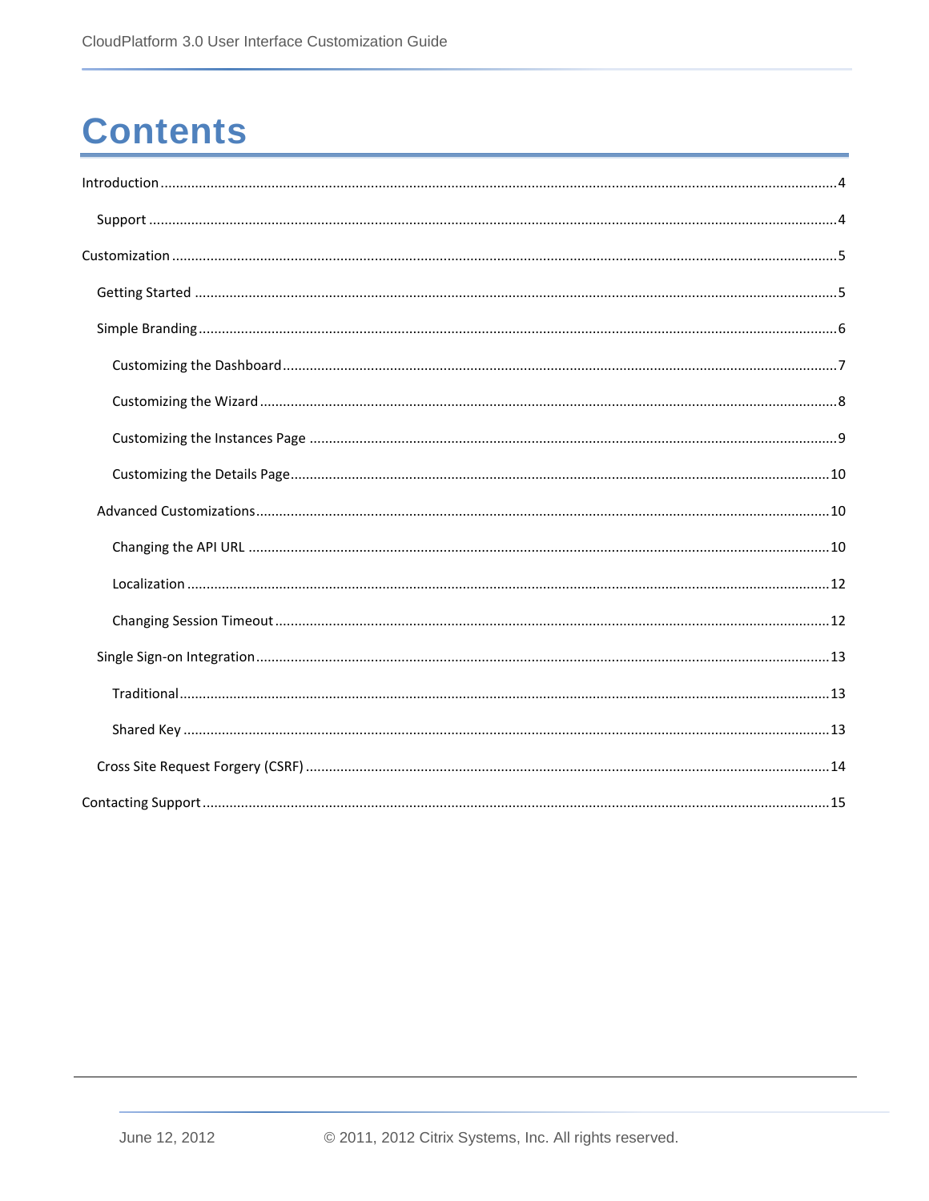# Contents

Introduction ....................................................................................................................................................4

  Support ......................................................................................................................................................4

Customization ...............................................................................................................................................5

  Getting Started ..........................................................................................................................................5

  Simple Branding .........................................................................................................................................6

    Customizing the Dashboard ....................................................................................................................7

    Customizing the Wizard ..........................................................................................................................8

    Customizing the Instances Page .............................................................................................................9

    Customizing the Details Page ...............................................................................................................10

  Advanced Customizations ........................................................................................................................10

    Changing the API URL ..........................................................................................................................10

    Localization ..........................................................................................................................................12

    Changing Session Timeout ...................................................................................................................12

  Single Sign-on Integration ........................................................................................................................13

    Traditional ............................................................................................................................................13

    Shared Key ...........................................................................................................................................13

  Cross Site Request Forgery (CSRF) ..........................................................................................................14

Contacting Support .....................................................................................................................................15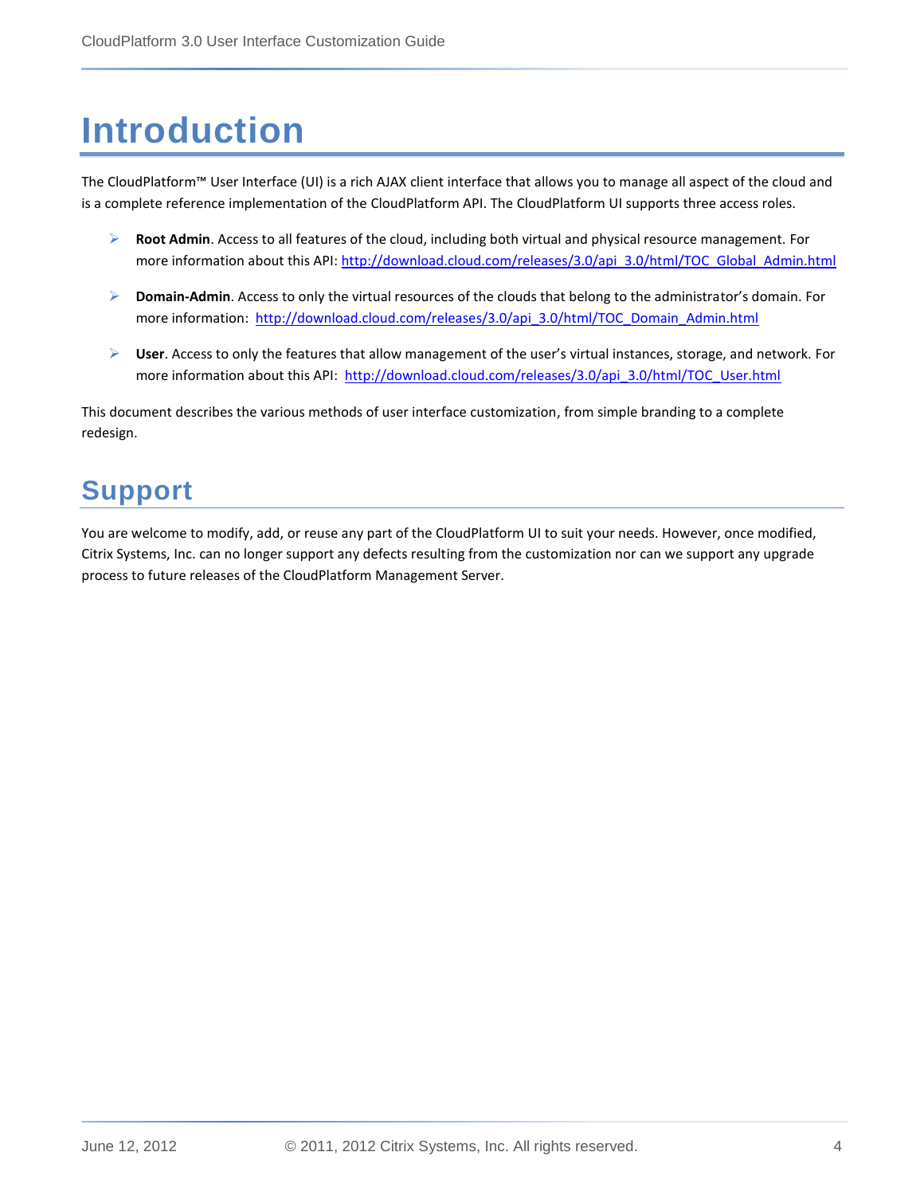# Introduction

The CloudPlatform™ User Interface (UI) is a rich AJAX client interface that allows you to manage all aspect of the cloud and is a complete reference implementation of the CloudPlatform API. The CloudPlatform UI supports three access roles.

- **Root Admin**. Access to all features of the cloud, including both virtual and physical resource management. For more information about this API: http://download.cloud.com/releases/3.0/api_3.0/html/TOC_Global_Admin.html
- **Domain-Admin**. Access to only the virtual resources of the clouds that belong to the administrator's domain. For more information: http://download.cloud.com/releases/3.0/api_3.0/html/TOC_Domain_Admin.html
- **User**. Access to only the features that allow management of the user's virtual instances, storage, and network. For more information about this API: http://download.cloud.com/releases/3.0/api_3.0/html/TOC_User.html

This document describes the various methods of user interface customization, from simple branding to a complete redesign.

## Support

You are welcome to modify, add, or reuse any part of the CloudPlatform UI to suit your needs. However, once modified, Citrix Systems, Inc. can no longer support any defects resulting from the customization nor can we support any upgrade process to future releases of the CloudPlatform Management Server.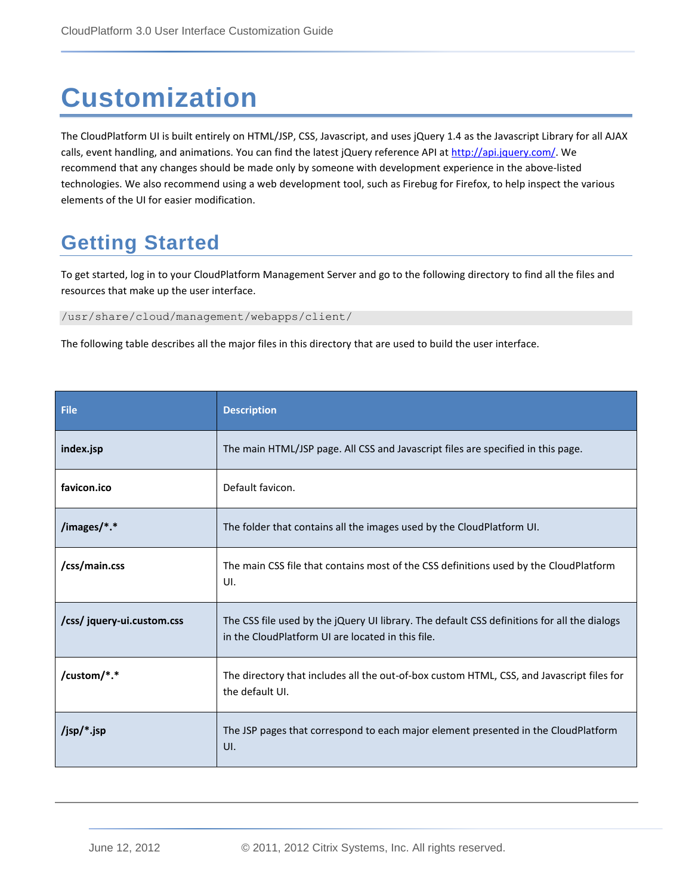# Customization

The CloudPlatform UI is built entirely on HTML/JSP, CSS, Javascript, and uses jQuery 1.4 as the Javascript Library for all AJAX calls, event handling, and animations. You can find the latest jQuery reference API at http://api.jquery.com/. We recommend that any changes should be made only by someone with development experience in the above-listed technologies. We also recommend using a web development tool, such as Firebug for Firefox, to help inspect the various elements of the UI for easier modification.

## Getting Started

To get started, log in to your CloudPlatform Management Server and go to the following directory to find all the files and resources that make up the user interface.

```
/usr/share/cloud/management/webapps/client/
```

The following table describes all the major files in this directory that are used to build the user interface.

| File | Description |
| --- | --- |
| **index.jsp** | The main HTML/JSP page. All CSS and Javascript files are specified in this page. |
| **favicon.ico** | Default favicon. |
| **/images/*.*** | The folder that contains all the images used by the CloudPlatform UI. |
| **/css/main.css** | The main CSS file that contains most of the CSS definitions used by the CloudPlatform UI. |
| **/css/ jquery-ui.custom.css** | The CSS file used by the jQuery UI library. The default CSS definitions for all the dialogs in the CloudPlatform UI are located in this file. |
| **/custom/*.*** | The directory that includes all the out-of-box custom HTML, CSS, and Javascript files for the default UI. |
| **/jsp/*.jsp** | The JSP pages that correspond to each major element presented in the CloudPlatform UI. |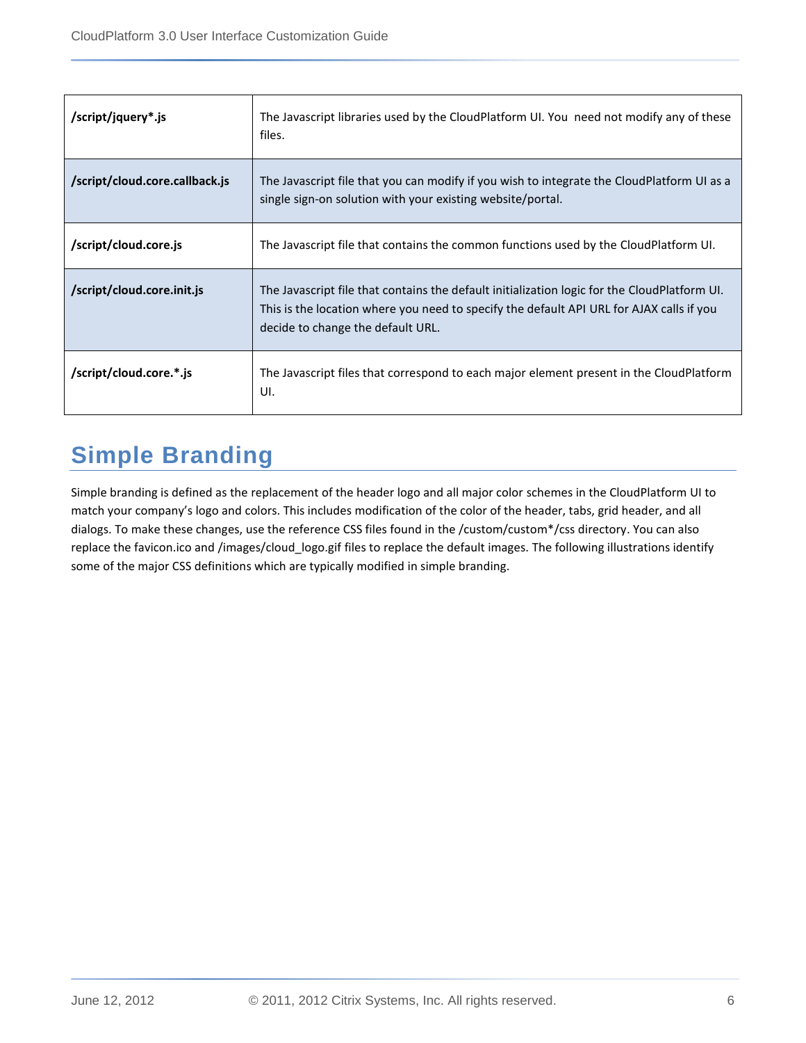| | |
|---|---|
| **/script/jquery*.js** | The Javascript libraries used by the CloudPlatform UI. You need not modify any of these files. |
| **/script/cloud.core.callback.js** | The Javascript file that you can modify if you wish to integrate the CloudPlatform UI as a single sign-on solution with your existing website/portal. |
| **/script/cloud.core.js** | The Javascript file that contains the common functions used by the CloudPlatform UI. |
| **/script/cloud.core.init.js** | The Javascript file that contains the default initialization logic for the CloudPlatform UI. This is the location where you need to specify the default API URL for AJAX calls if you decide to change the default URL. |
| **/script/cloud.core.*.js** | The Javascript files that correspond to each major element present in the CloudPlatform UI. |

# Simple Branding

Simple branding is defined as the replacement of the header logo and all major color schemes in the CloudPlatform UI to match your company's logo and colors. This includes modification of the color of the header, tabs, grid header, and all dialogs. To make these changes, use the reference CSS files found in the /custom/custom*/css directory. You can also replace the favicon.ico and /images/cloud_logo.gif files to replace the default images. The following illustrations identify some of the major CSS definitions which are typically modified in simple branding.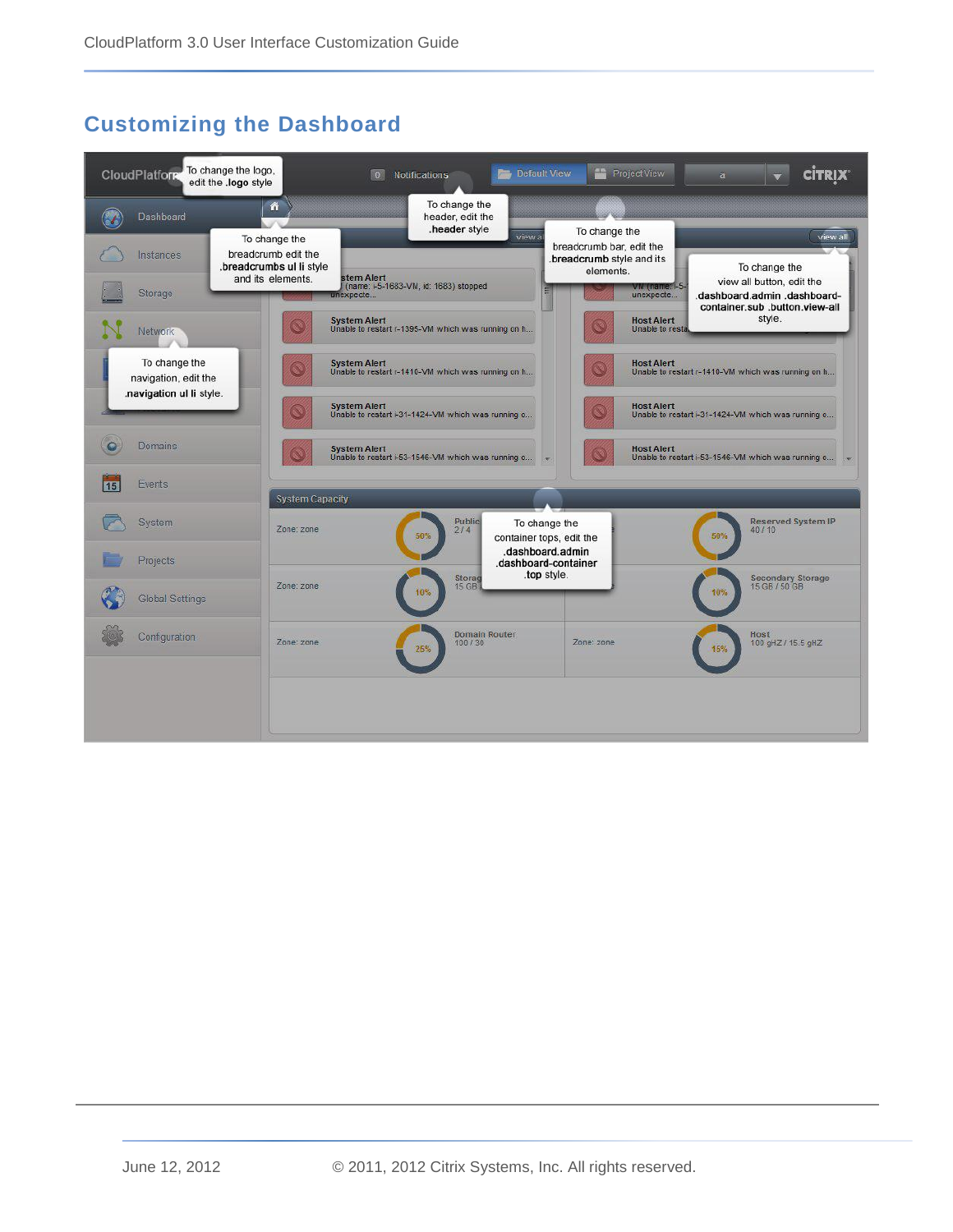## Customizing the Dashboard

To change the logo, edit the **.logo** style

To change the header, edit the **.header** style

To change the breadcrumb edit the **.breadcrumbs ul li** style and its elements.

To change the breadcrumb bar, edit the **.breadcrumb** style and its elements.

To change the view all button, edit the **.dashboard.admin .dashboard-container.sub .button.view-all** style.

To change the navigation, edit the **.navigation ul li** style.

To change the container tops, edit the **.dashboard.admin .dashboard-container .top** style.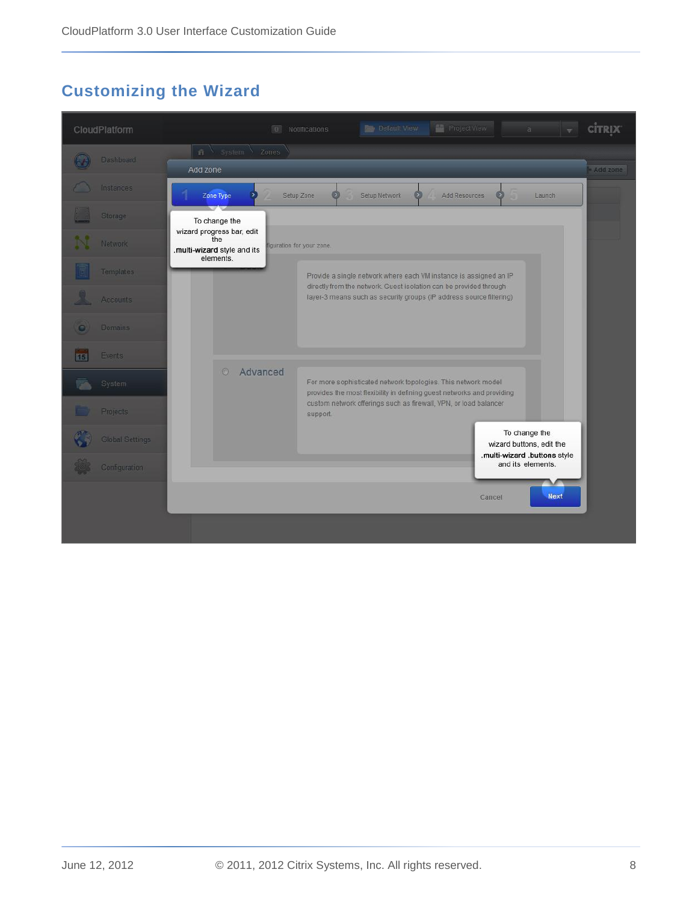## Customizing the Wizard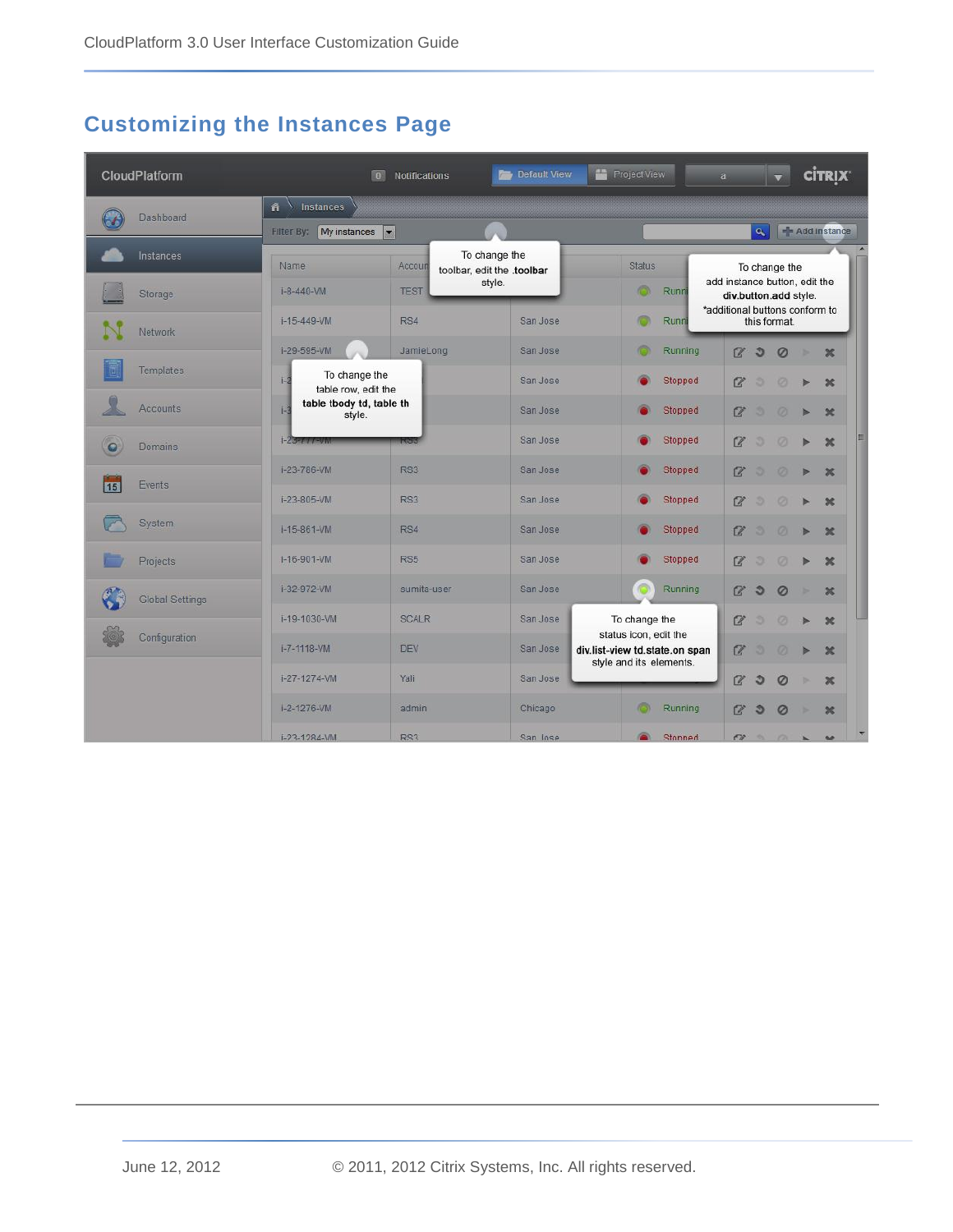# Customizing the Instances Page

To change the toolbar, edit the **.toolbar** style.

To change the add instance button, edit the **div.button.add** style.
*additional buttons conform to this format.

To change the table row, edit the **table tbody td, table th** style.

To change the status icon, edit the **div.list-view td.state.on span** style and its elements.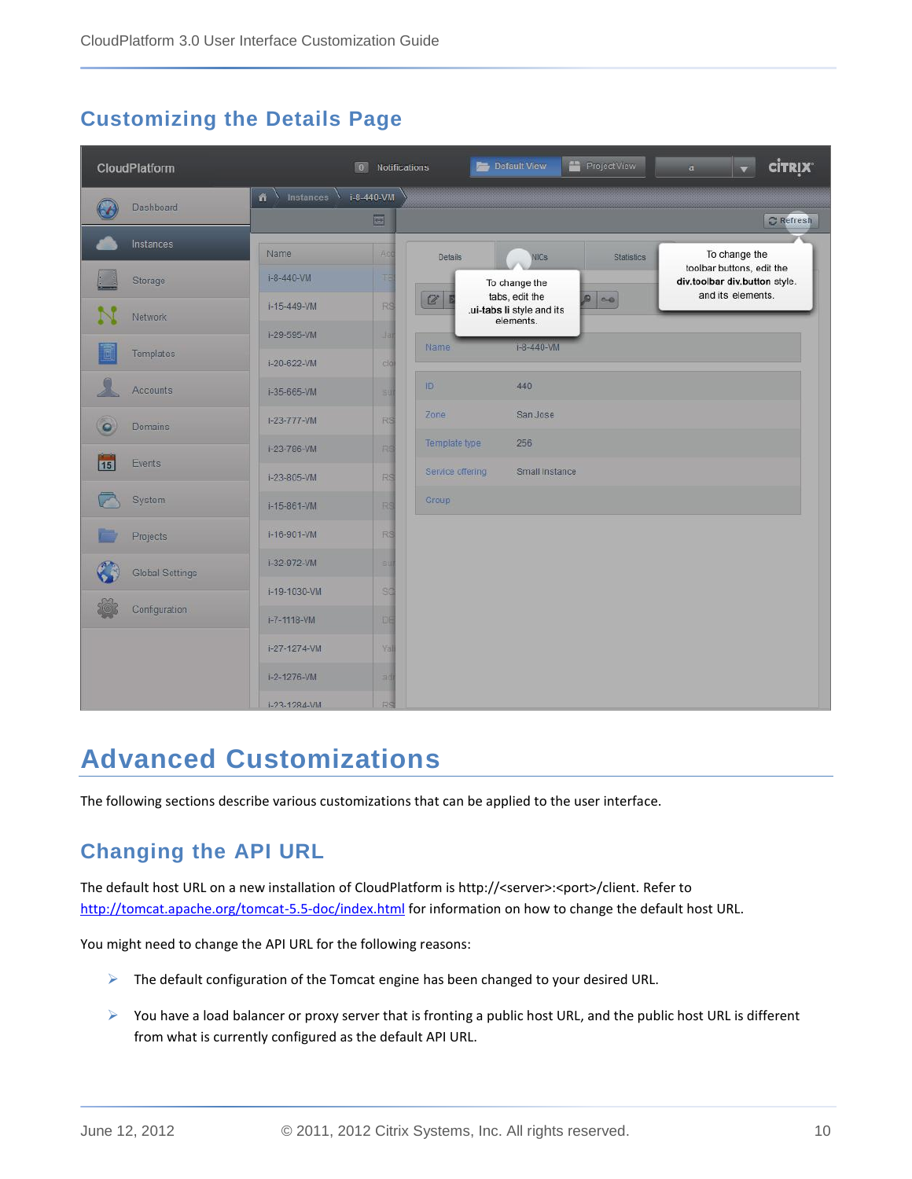## Customizing the Details Page

# Advanced Customizations

The following sections describe various customizations that can be applied to the user interface.

## Changing the API URL

The default host URL on a new installation of CloudPlatform is http://<server>:<port>/client. Refer to http://tomcat.apache.org/tomcat-5.5-doc/index.html for information on how to change the default host URL.

You might need to change the API URL for the following reasons:

- The default configuration of the Tomcat engine has been changed to your desired URL.
- You have a load balancer or proxy server that is fronting a public host URL, and the public host URL is different from what is currently configured as the default API URL.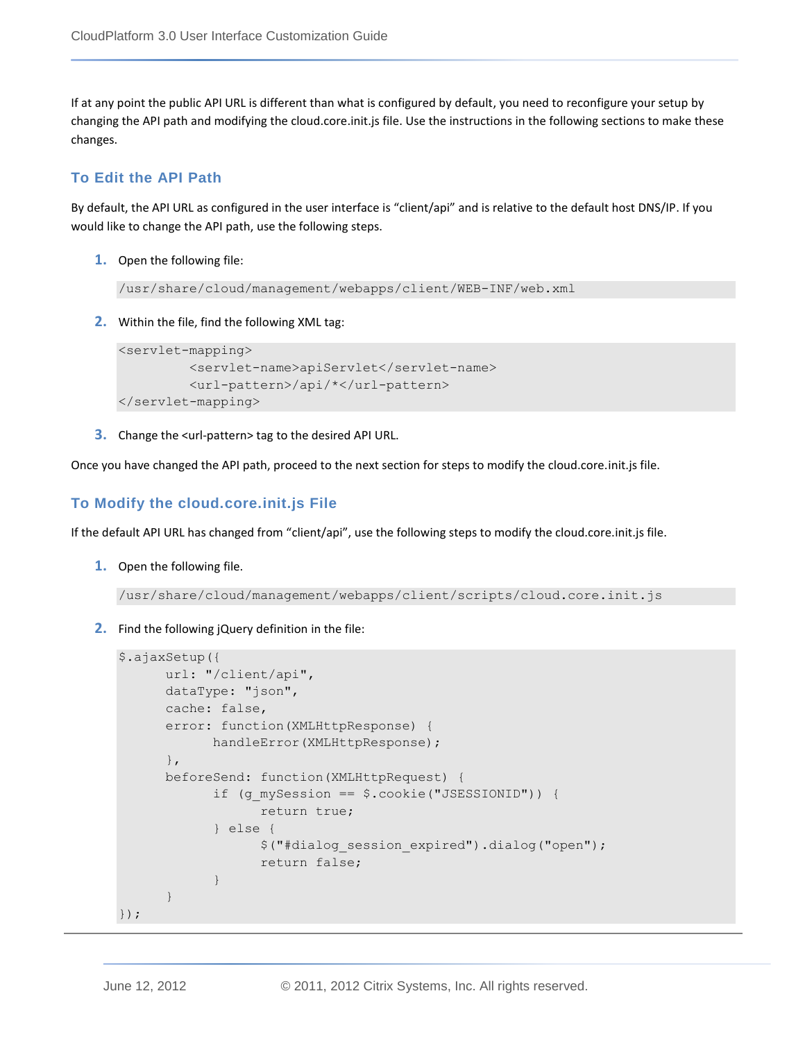If at any point the public API URL is different than what is configured by default, you need to reconfigure your setup by changing the API path and modifying the cloud.core.init.js file. Use the instructions in the following sections to make these changes.

### To Edit the API Path

By default, the API URL as configured in the user interface is "client/api" and is relative to the default host DNS/IP. If you would like to change the API path, use the following steps.

1. Open the following file:

   ```
   /usr/share/cloud/management/webapps/client/WEB-INF/web.xml
   ```

2. Within the file, find the following XML tag:

   ```
   <servlet-mapping>
           <servlet-name>apiServlet</servlet-name>
           <url-pattern>/api/*</url-pattern>
   </servlet-mapping>
   ```

3. Change the <url-pattern> tag to the desired API URL.

Once you have changed the API path, proceed to the next section for steps to modify the cloud.core.init.js file.

### To Modify the cloud.core.init.js File

If the default API URL has changed from "client/api", use the following steps to modify the cloud.core.init.js file.

1. Open the following file.

   ```
   /usr/share/cloud/management/webapps/client/scripts/cloud.core.init.js
   ```

2. Find the following jQuery definition in the file:

   ```
   $.ajaxSetup({
         url: "/client/api",
         dataType: "json",
         cache: false,
         error: function(XMLHttpResponse) {
               handleError(XMLHttpResponse);
         },
         beforeSend: function(XMLHttpRequest) {
               if (g_mySession == $.cookie("JSESSIONID")) {
                     return true;
               } else {
                     $("#dialog_session_expired").dialog("open");
                     return false;
               }
         }
   });
   ```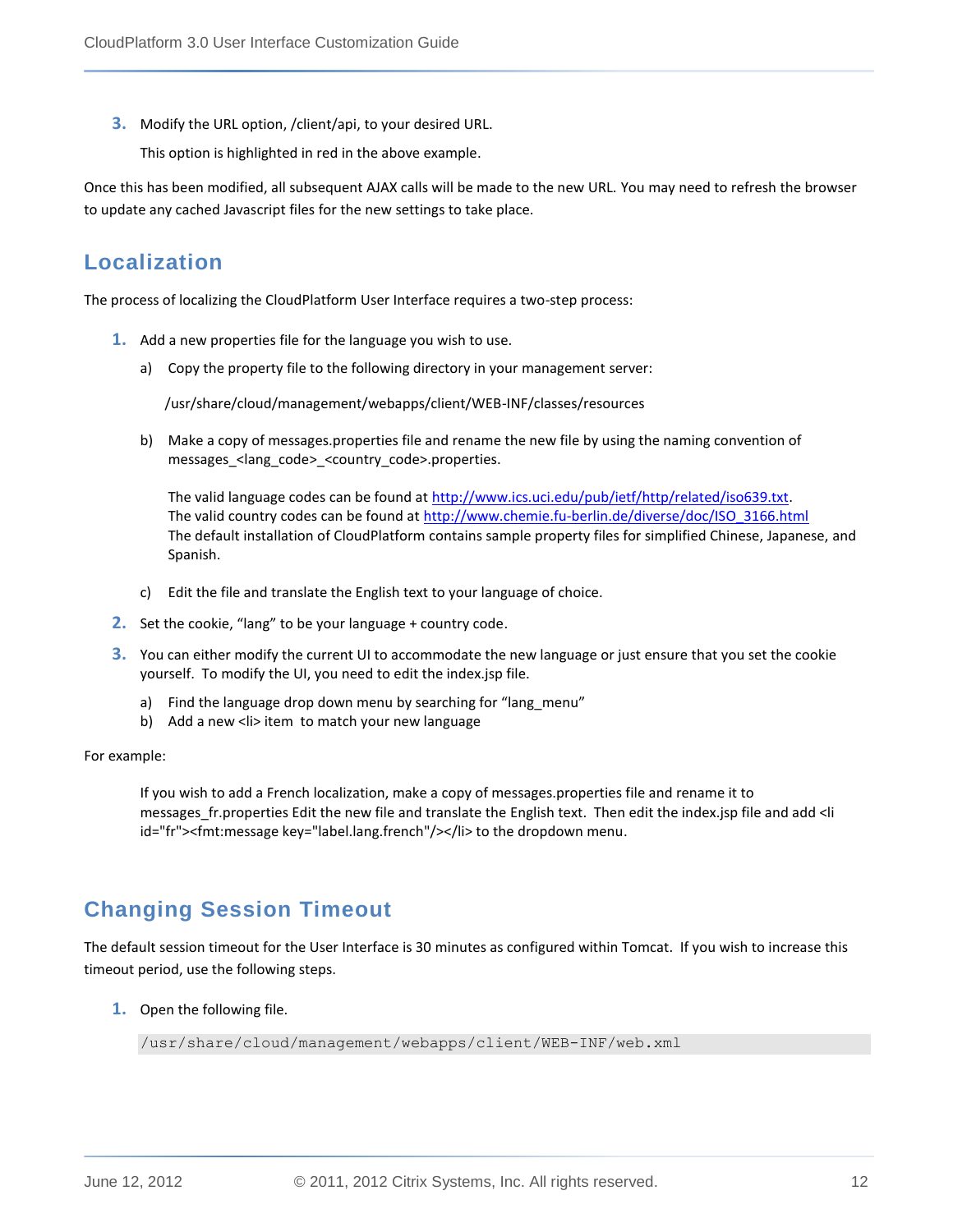3. Modify the URL option, /client/api, to your desired URL.

   This option is highlighted in red in the above example.

Once this has been modified, all subsequent AJAX calls will be made to the new URL. You may need to refresh the browser to update any cached Javascript files for the new settings to take place.

## Localization

The process of localizing the CloudPlatform User Interface requires a two-step process:

1. Add a new properties file for the language you wish to use.

   a) Copy the property file to the following directory in your management server:

      /usr/share/cloud/management/webapps/client/WEB-INF/classes/resources

   b) Make a copy of messages.properties file and rename the new file by using the naming convention of messages_<lang_code>_<country_code>.properties.

      The valid language codes can be found at [http://www.ics.uci.edu/pub/ietf/http/related/iso639.txt](http://www.ics.uci.edu/pub/ietf/http/related/iso639.txt).
      The valid country codes can be found at [http://www.chemie.fu-berlin.de/diverse/doc/ISO_3166.html](http://www.chemie.fu-berlin.de/diverse/doc/ISO_3166.html)
      The default installation of CloudPlatform contains sample property files for simplified Chinese, Japanese, and Spanish.

   c) Edit the file and translate the English text to your language of choice.

2. Set the cookie, “lang” to be your language + country code.

3. You can either modify the current UI to accommodate the new language or just ensure that you set the cookie yourself. To modify the UI, you need to edit the index.jsp file.

   a) Find the language drop down menu by searching for “lang_menu”
   b) Add a new <li> item to match your new language

For example:

> If you wish to add a French localization, make a copy of messages.properties file and rename it to messages_fr.properties Edit the new file and translate the English text. Then edit the index.jsp file and add <li id="fr"><fmt:message key="label.lang.french"/></li> to the dropdown menu.

## Changing Session Timeout

The default session timeout for the User Interface is 30 minutes as configured within Tomcat. If you wish to increase this timeout period, use the following steps.

1. Open the following file.

```
/usr/share/cloud/management/webapps/client/WEB-INF/web.xml
```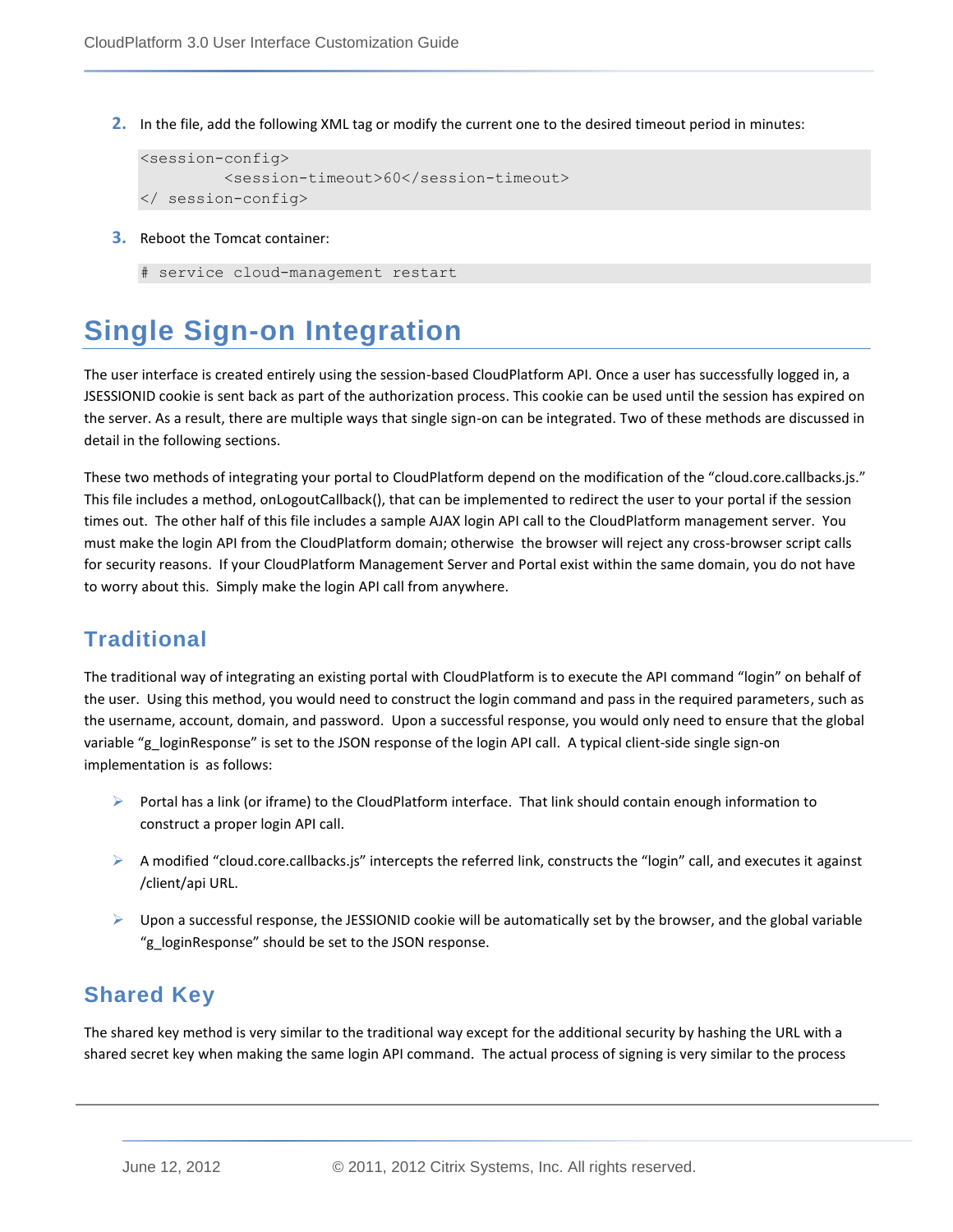2. In the file, add the following XML tag or modify the current one to the desired timeout period in minutes:

```
<session-config>
         <session-timeout>60</session-timeout>
</ session-config>
```

3. Reboot the Tomcat container:

```
# service cloud-management restart
```

# Single Sign-on Integration

The user interface is created entirely using the session-based CloudPlatform API. Once a user has successfully logged in, a JSESSIONID cookie is sent back as part of the authorization process. This cookie can be used until the session has expired on the server. As a result, there are multiple ways that single sign-on can be integrated. Two of these methods are discussed in detail in the following sections.

These two methods of integrating your portal to CloudPlatform depend on the modification of the "cloud.core.callbacks.js." This file includes a method, onLogoutCallback(), that can be implemented to redirect the user to your portal if the session times out. The other half of this file includes a sample AJAX login API call to the CloudPlatform management server. You must make the login API from the CloudPlatform domain; otherwise the browser will reject any cross-browser script calls for security reasons. If your CloudPlatform Management Server and Portal exist within the same domain, you do not have to worry about this. Simply make the login API call from anywhere.

## Traditional

The traditional way of integrating an existing portal with CloudPlatform is to execute the API command "login" on behalf of the user. Using this method, you would need to construct the login command and pass in the required parameters, such as the username, account, domain, and password. Upon a successful response, you would only need to ensure that the global variable "g_loginResponse" is set to the JSON response of the login API call. A typical client-side single sign-on implementation is as follows:

- Portal has a link (or iframe) to the CloudPlatform interface. That link should contain enough information to construct a proper login API call.
- A modified "cloud.core.callbacks.js" intercepts the referred link, constructs the "login" call, and executes it against /client/api URL.
- Upon a successful response, the JESSIONID cookie will be automatically set by the browser, and the global variable "g_loginResponse" should be set to the JSON response.

## Shared Key

The shared key method is very similar to the traditional way except for the additional security by hashing the URL with a shared secret key when making the same login API command. The actual process of signing is very similar to the process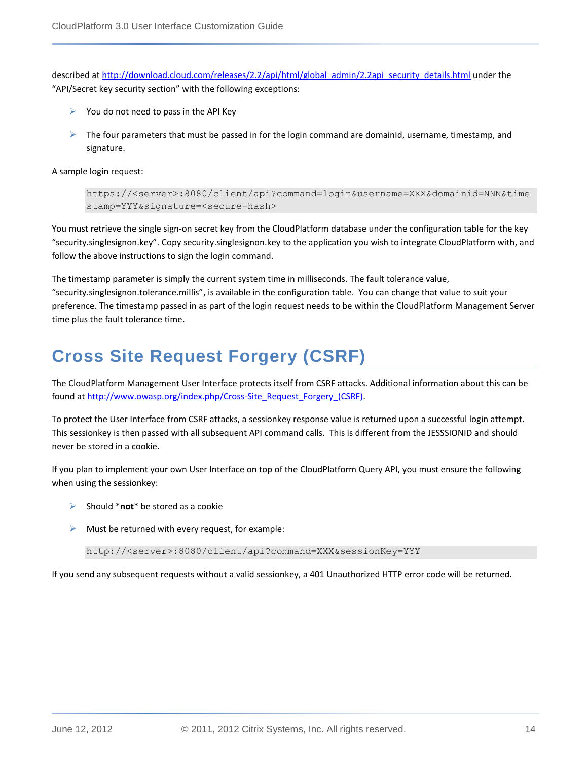described at http://download.cloud.com/releases/2.2/api/html/global_admin/2.2api_security_details.html under the “API/Secret key security section” with the following exceptions:

- You do not need to pass in the API Key
- The four parameters that must be passed in for the login command are domainId, username, timestamp, and signature.

A sample login request:

```
https://<server>:8080/client/api?command=login&username=XXX&domainid=NNN&timestamp=YYY&signature=<secure-hash>
```

You must retrieve the single sign-on secret key from the CloudPlatform database under the configuration table for the key “security.singlesignon.key”. Copy security.singlesignon.key to the application you wish to integrate CloudPlatform with, and follow the above instructions to sign the login command.

The timestamp parameter is simply the current system time in milliseconds. The fault tolerance value, “security.singlesignon.tolerance.millis”, is available in the configuration table. You can change that value to suit your preference. The timestamp passed in as part of the login request needs to be within the CloudPlatform Management Server time plus the fault tolerance time.

# Cross Site Request Forgery (CSRF)

The CloudPlatform Management User Interface protects itself from CSRF attacks. Additional information about this can be found at http://www.owasp.org/index.php/Cross-Site_Request_Forgery_(CSRF).

To protect the User Interface from CSRF attacks, a sessionkey response value is returned upon a successful login attempt. This sessionkey is then passed with all subsequent API command calls. This is different from the JESSSIONID and should never be stored in a cookie.

If you plan to implement your own User Interface on top of the CloudPlatform Query API, you must ensure the following when using the sessionkey:

- Should ***not*** be stored as a cookie
- Must be returned with every request, for example:

```
http://<server>:8080/client/api?command=XXX&sessionKey=YYY
```

If you send any subsequent requests without a valid sessionkey, a 401 Unauthorized HTTP error code will be returned.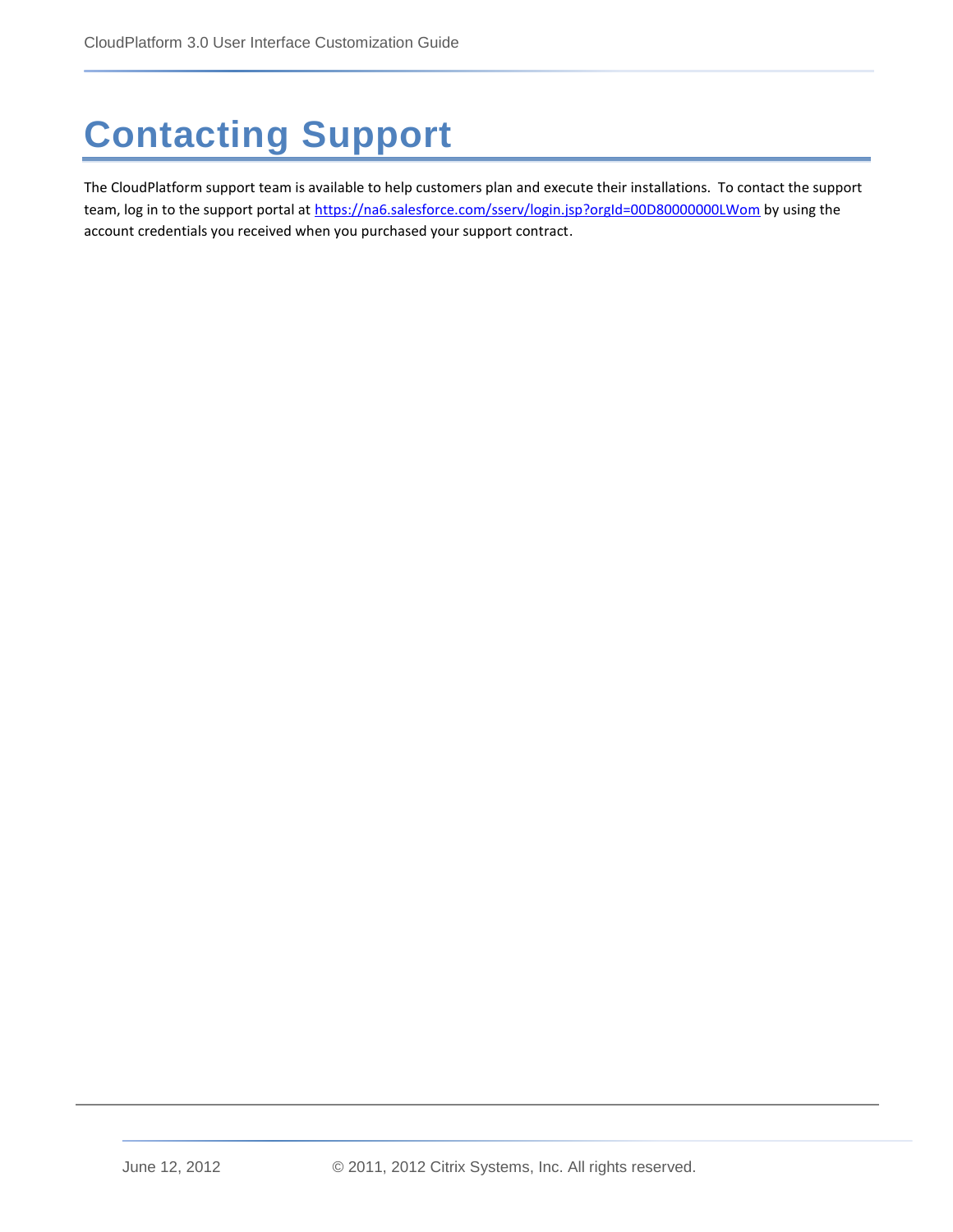# Contacting Support

The CloudPlatform support team is available to help customers plan and execute their installations. To contact the support team, log in to the support portal at https://na6.salesforce.com/sserv/login.jsp?orgId=00D80000000LWom by using the account credentials you received when you purchased your support contract.